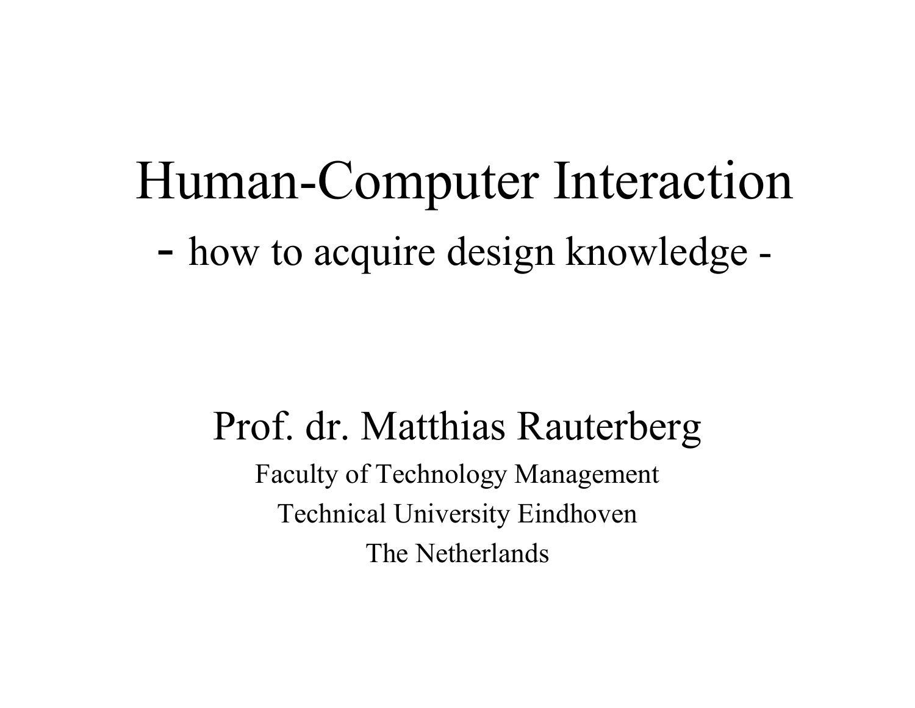# Human-Computer Interaction

## - how to acquire design knowledge -

Prof. dr. Matthias Rauterberg

Faculty of Technology Management

Technical University Eindhoven

The Netherlands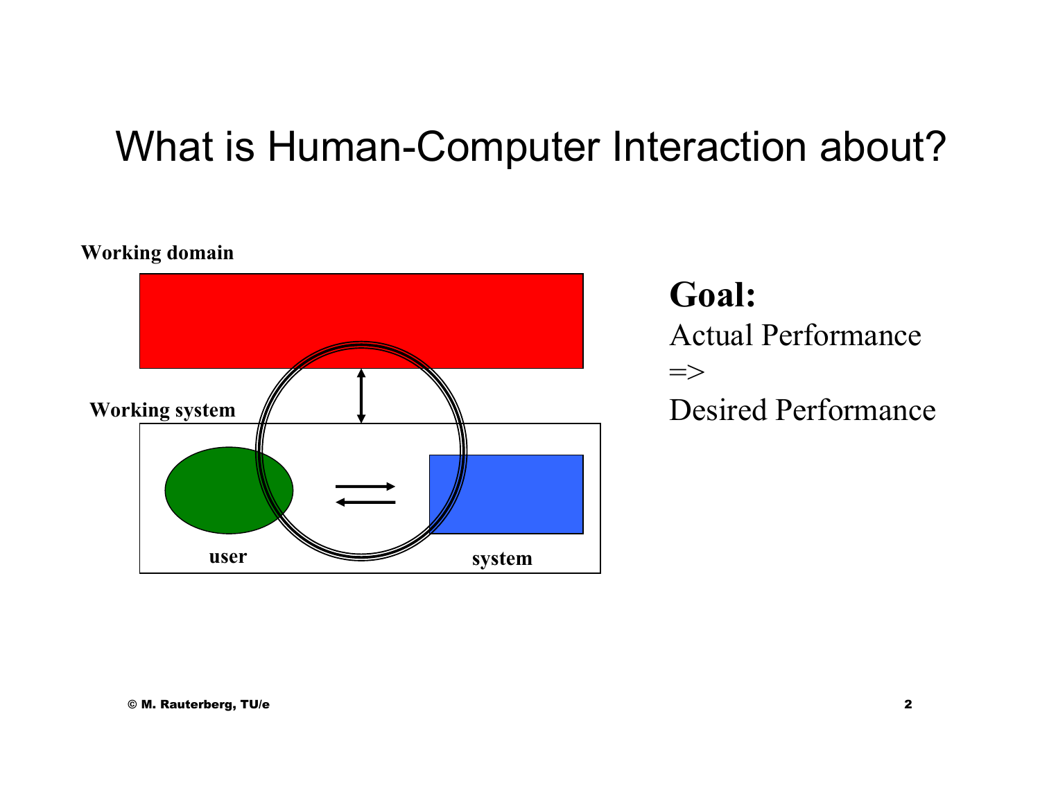# What is Human-Computer Interaction about?

Working domain

Working system

user

system

**Goal:**

Actual Performance

=>

Desired Performance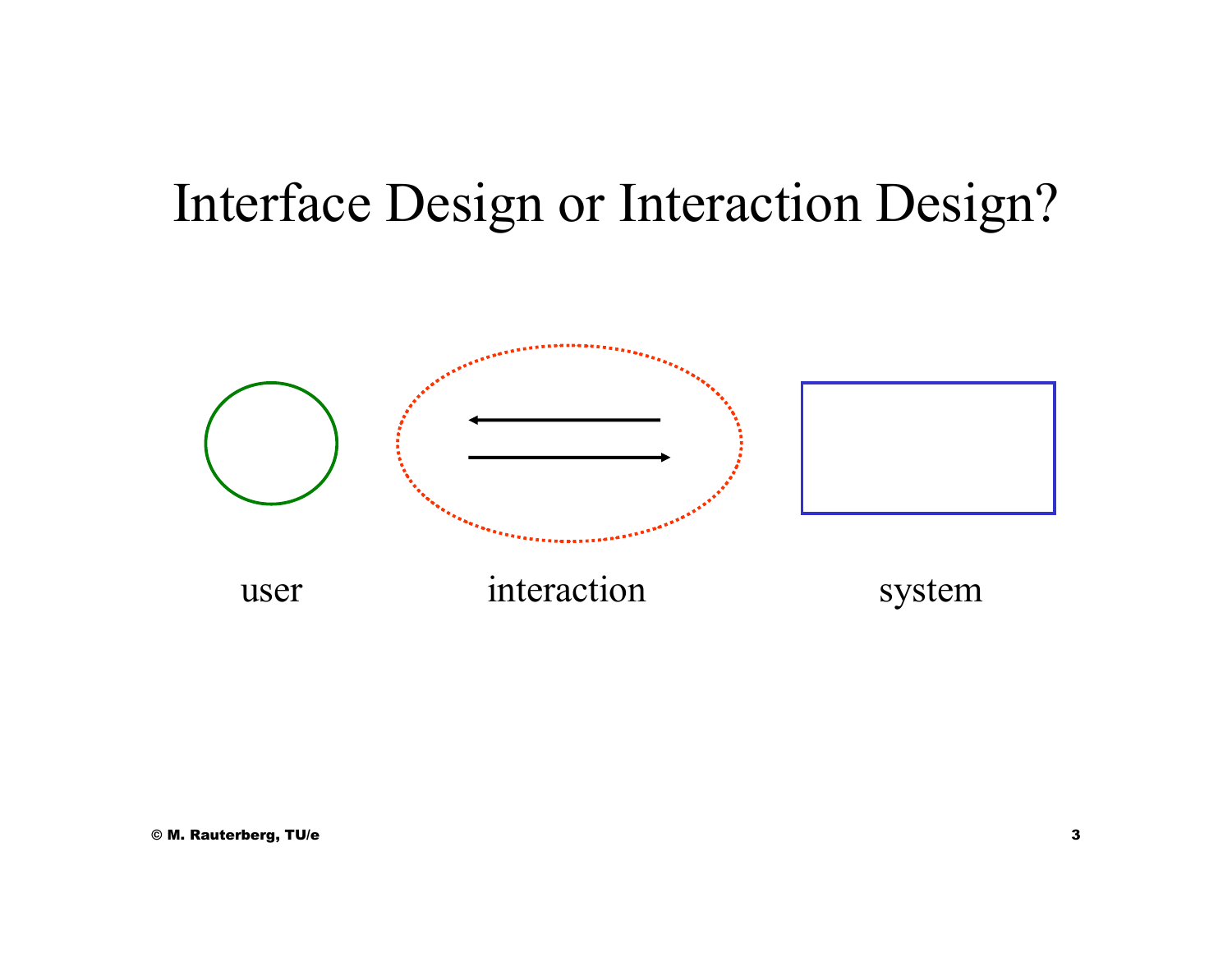# Interface Design or Interaction Design?

user

interaction

system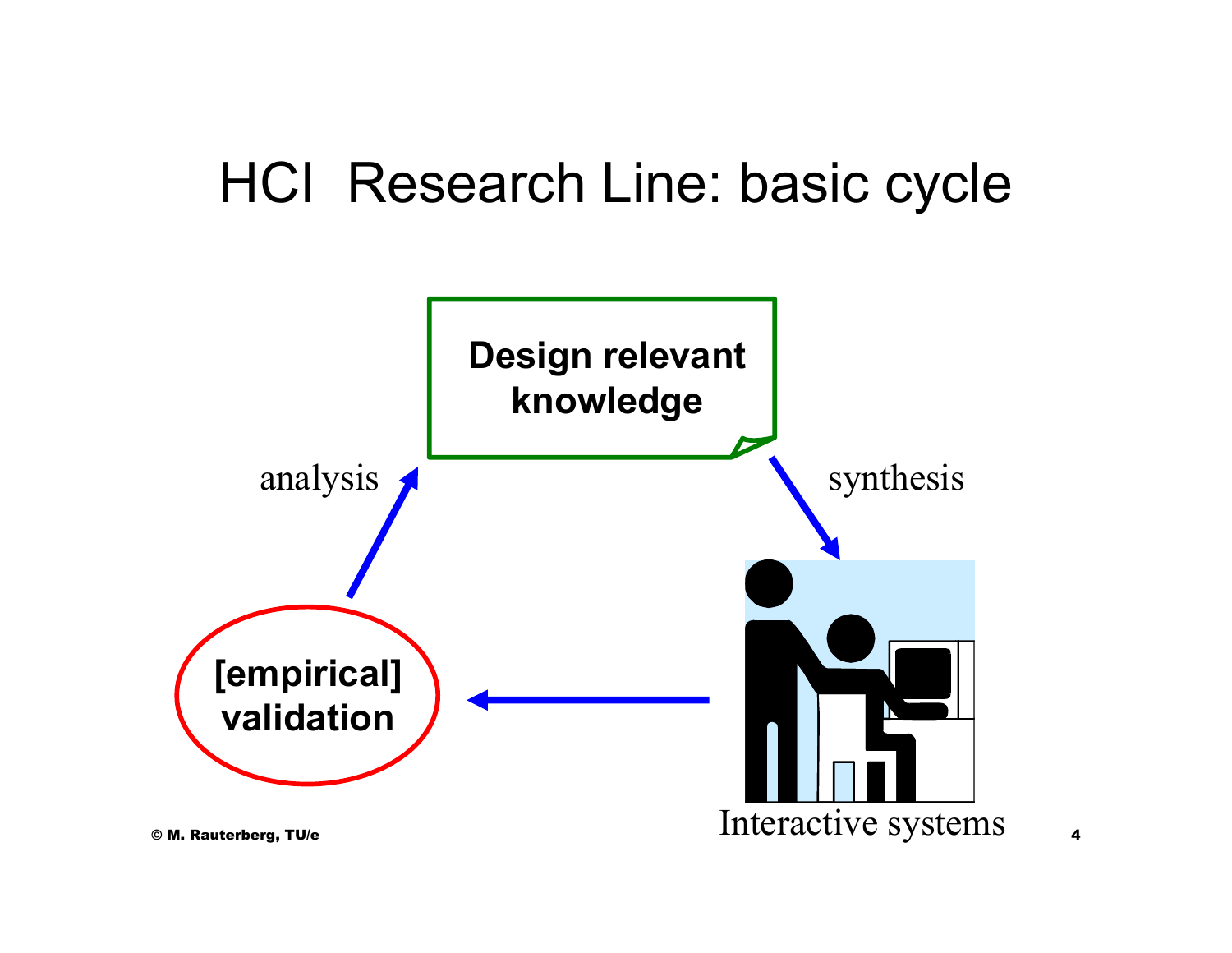# HCI Research Line: basic cycle

**Design relevant knowledge**

analysis

synthesis

**[empirical] validation**

Interactive systems

© M. Rauterberg, TU/e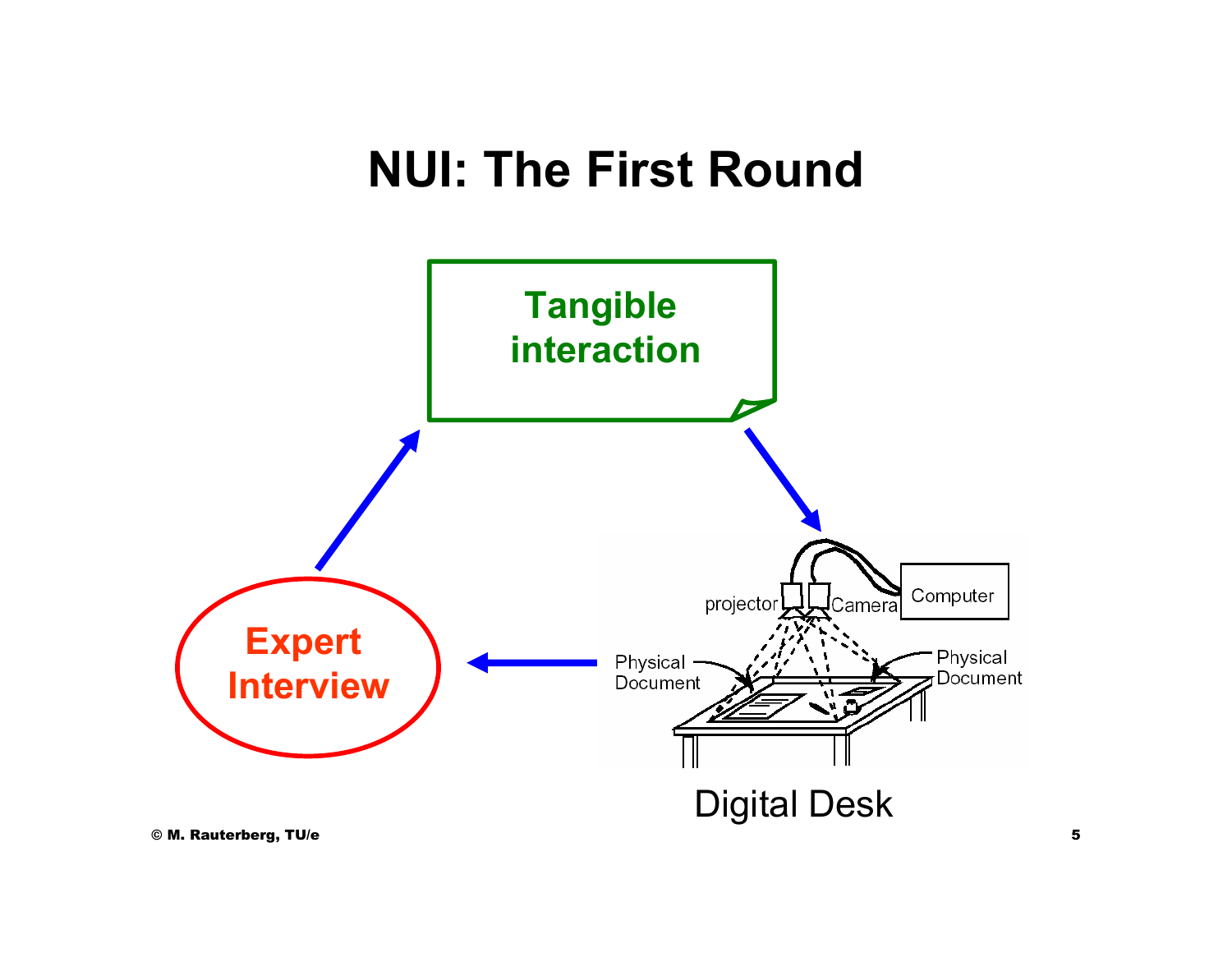# NUI: The First Round

Tangible interaction

Expert Interview

projector

Camera

Computer

Physical Document

Physical Document

Digital Desk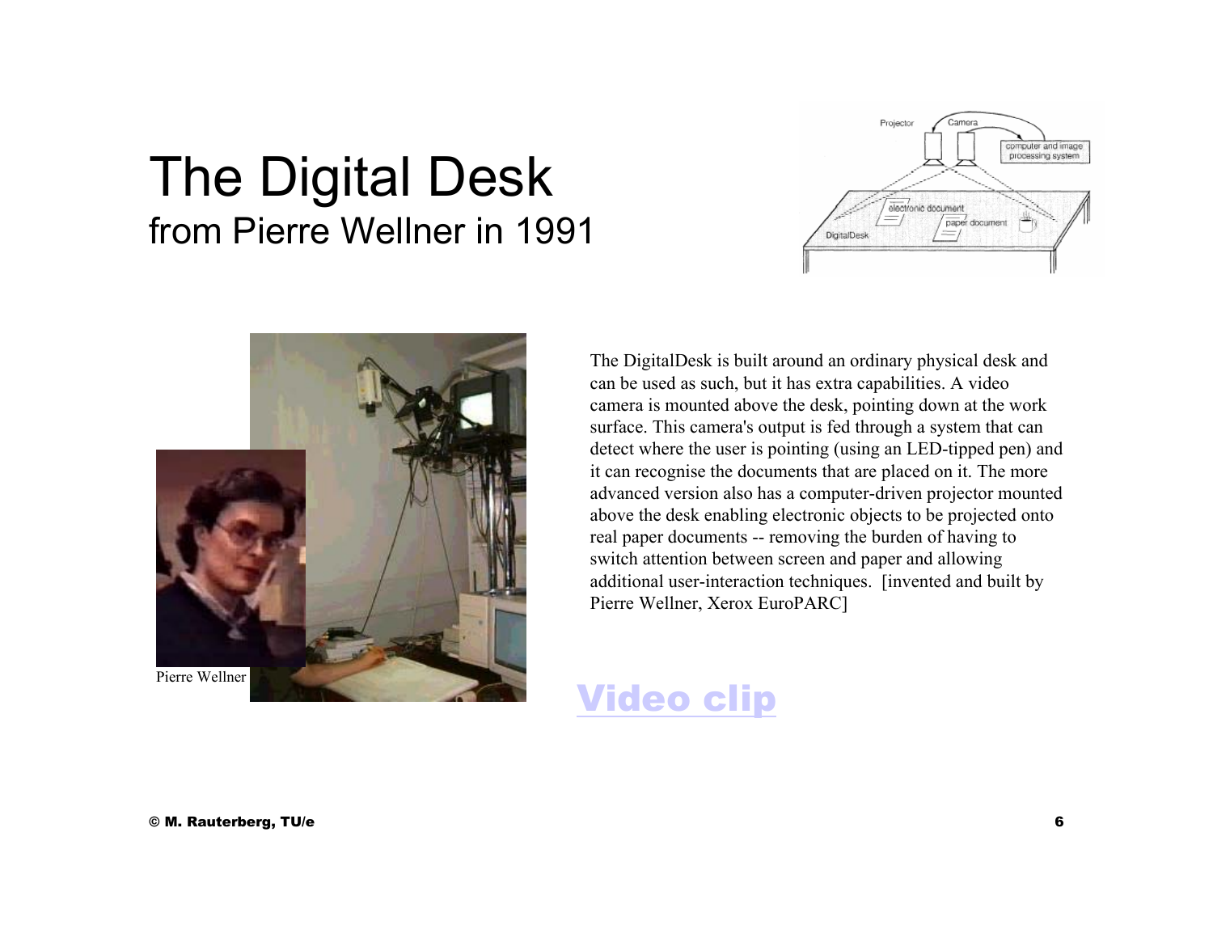# The Digital Desk
## from Pierre Wellner in 1991

Pierre Wellner

The DigitalDesk is built around an ordinary physical desk and can be used as such, but it has extra capabilities. A video camera is mounted above the desk, pointing down at the work surface. This camera's output is fed through a system that can detect where the user is pointing (using an LED-tipped pen) and it can recognise the documents that are placed on it. The more advanced version also has a computer-driven projector mounted above the desk enabling electronic objects to be projected onto real paper documents -- removing the burden of having to switch attention between screen and paper and allowing additional user-interaction techniques. [invented and built by Pierre Wellner, Xerox EuroPARC]

**Video clip**

© M. Rauterberg, TU/e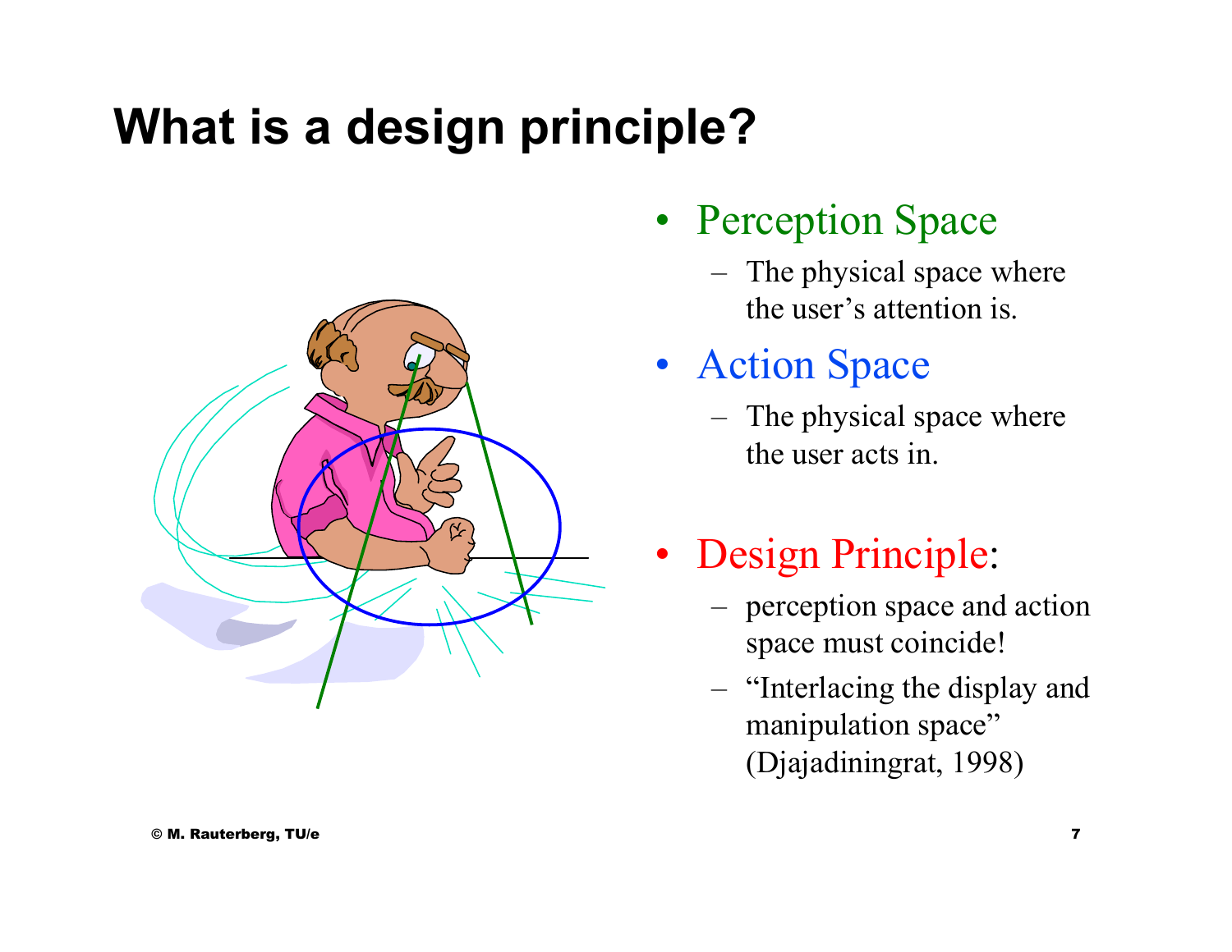# What is a design principle?

- Perception Space
  - The physical space where the user's attention is.
- Action Space
  - The physical space where the user acts in.
- Design Principle:
  - perception space and action space must coincide!
  - "Interlacing the display and manipulation space" (Djajadiningrat, 1998)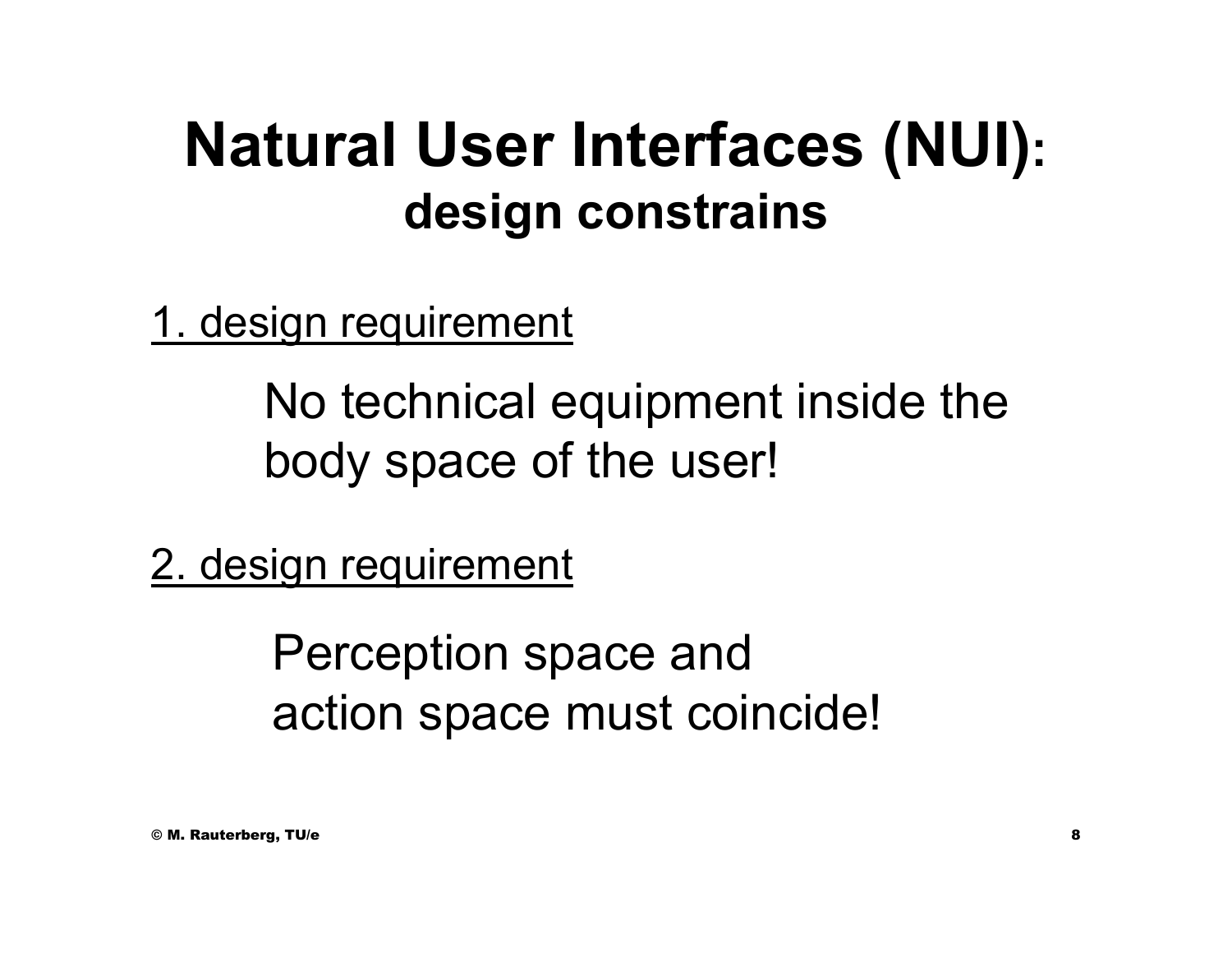# Natural User Interfaces (NUI): design constrains

<u>1. design requirement</u>

No technical equipment inside the body space of the user!

<u>2. design requirement</u>

Perception space and action space must coincide!

© M. Rauterberg, TU/e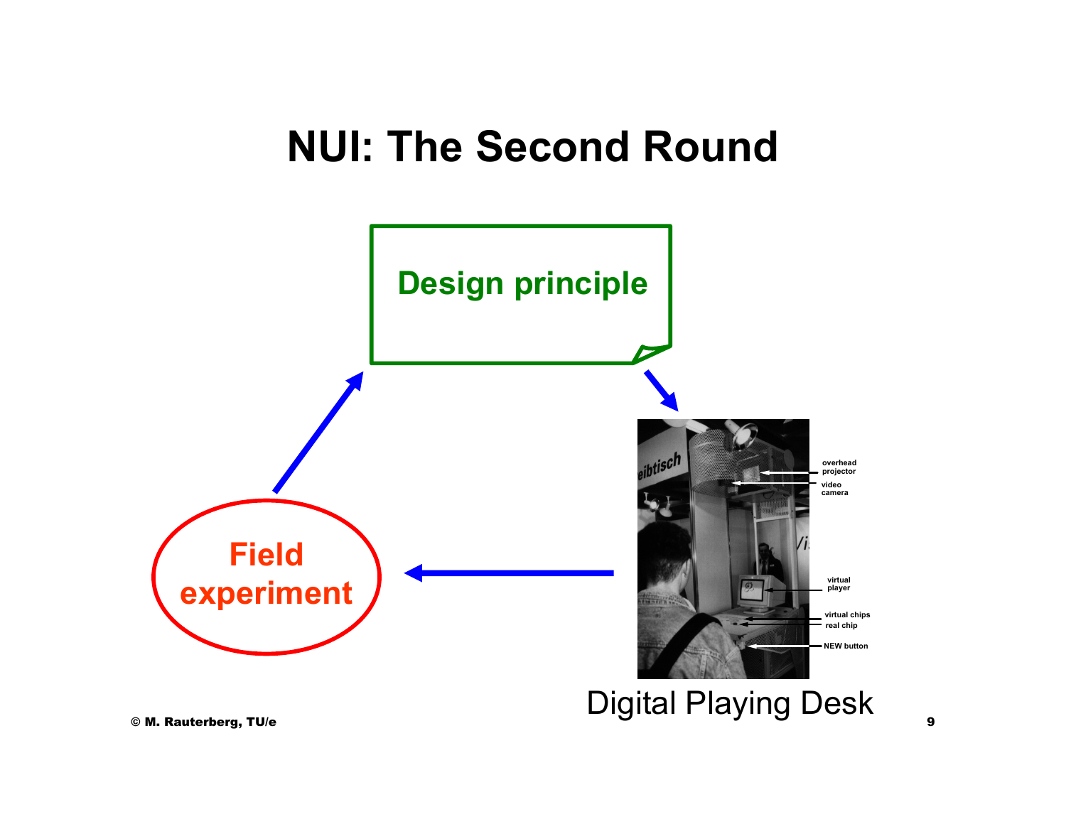# NUI: The Second Round

Design principle

Field experiment

overhead projector

video camera

virtual player

virtual chips

real chip

NEW button

Digital Playing Desk

© M. Rauterberg, TU/e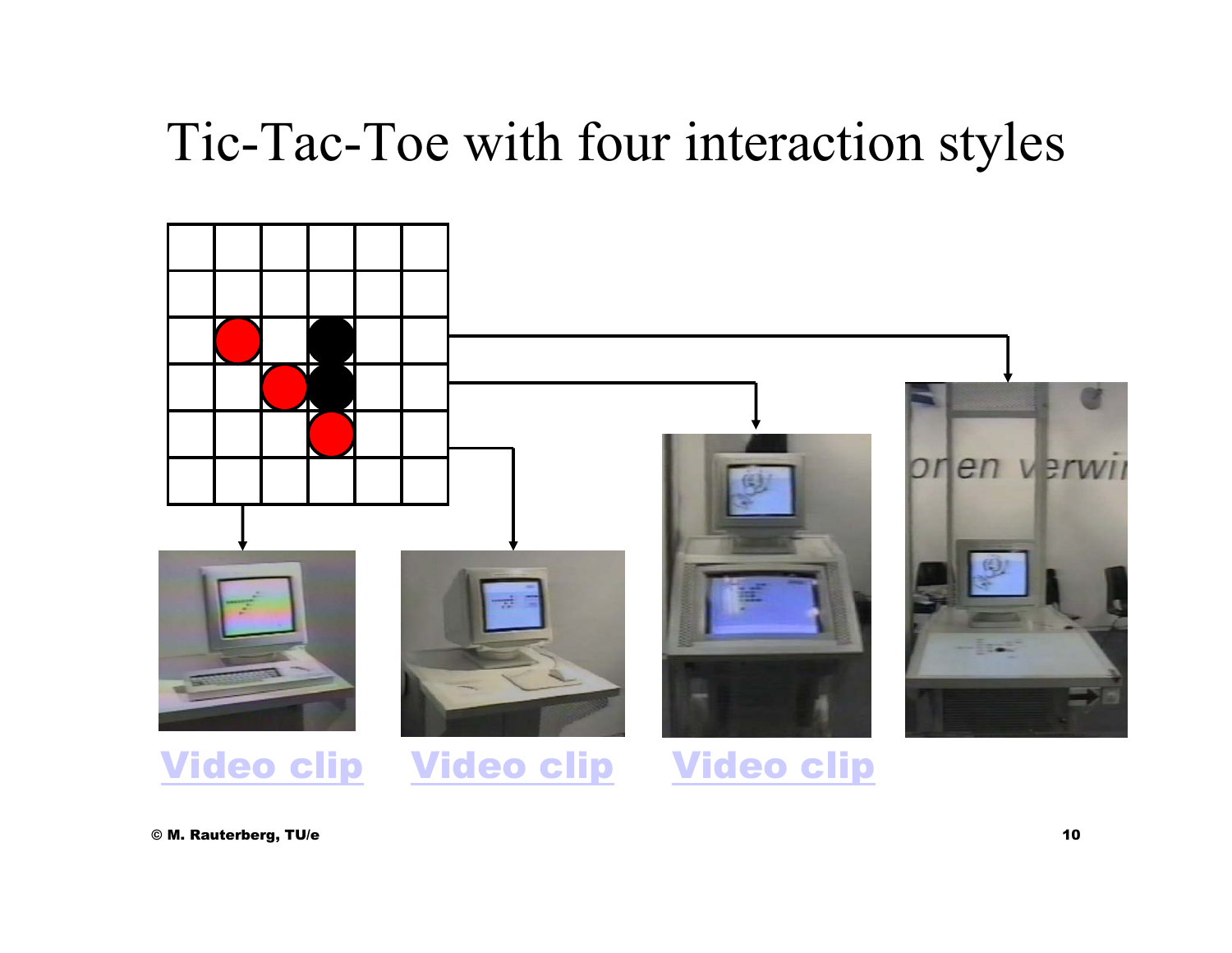# Tic-Tac-Toe with four interaction styles

Video clip Video clip Video clip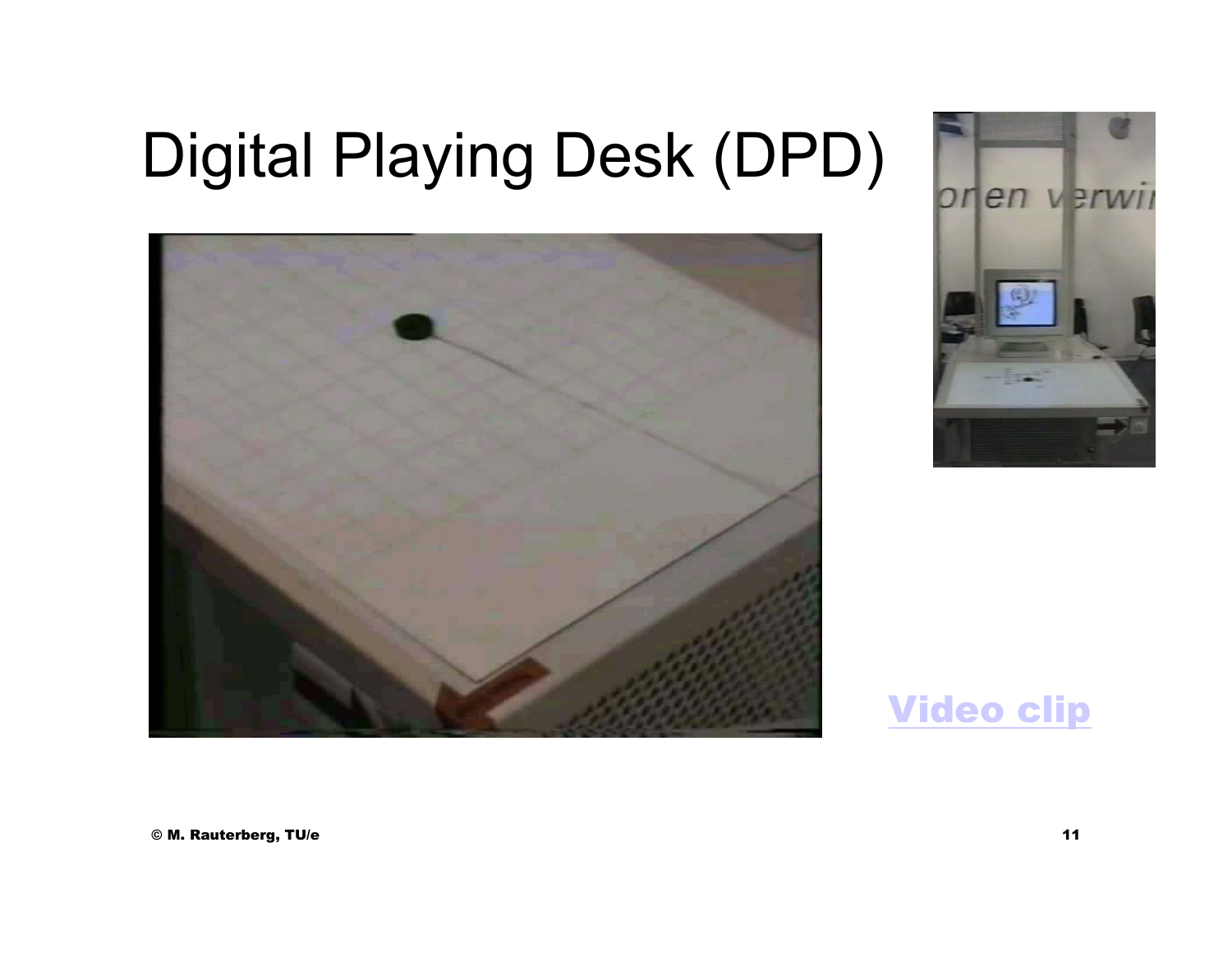# Digital Playing Desk (DPD)

Video clip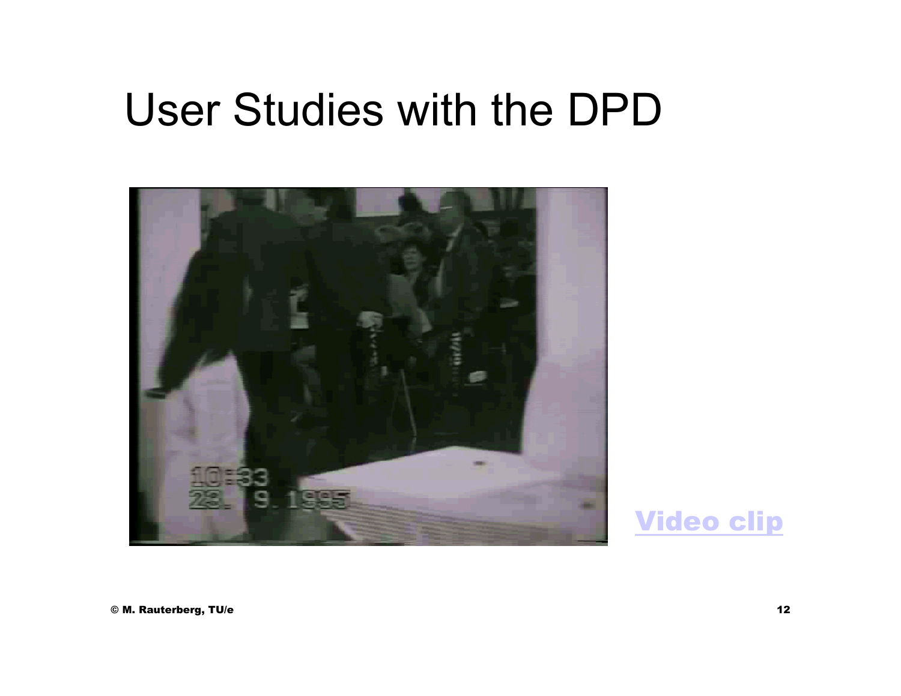# User Studies with the DPD

Video clip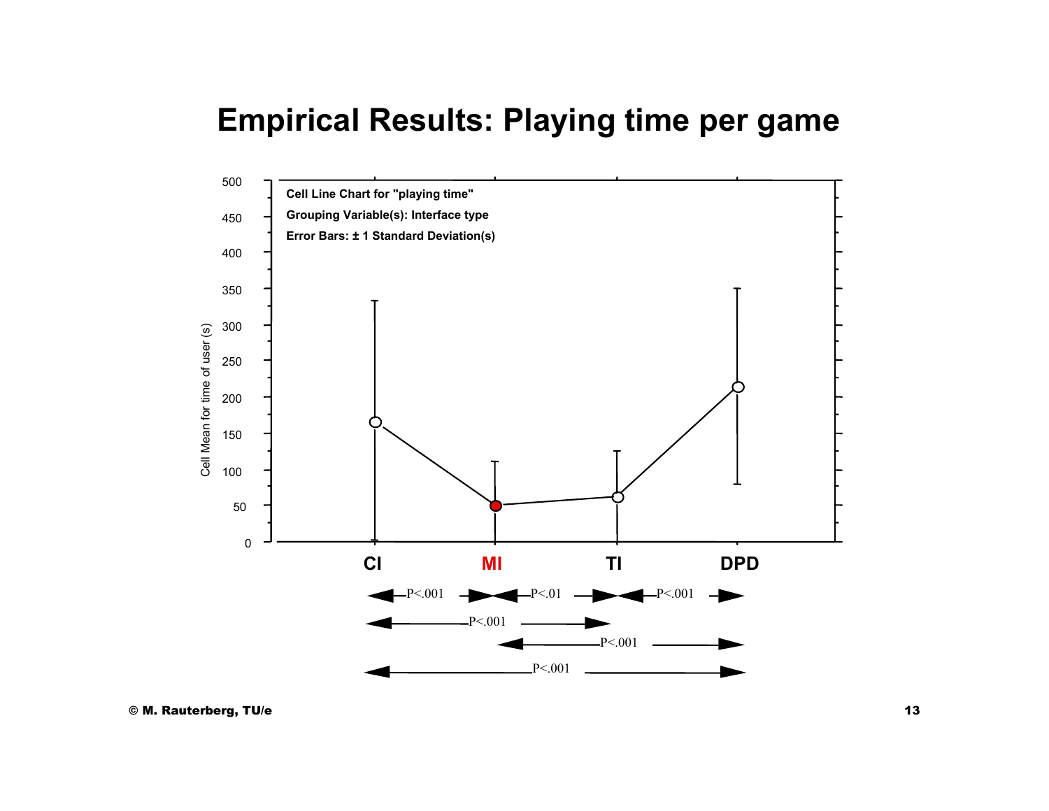# Empirical Results: Playing time per game

Cell Line Chart for "playing time"

Grouping Variable(s): Interface type

Error Bars: ± 1 Standard Deviation(s)

Cell Mean for time of user (s)

CI MI TI DPD

CI – MI: P<.001

MI – TI: P<.01

TI – DPD: P<.001

CI – TI: P<.001

MI – DPD: P<.001

CI – DPD: P<.001

© M. Rauterberg, TU/e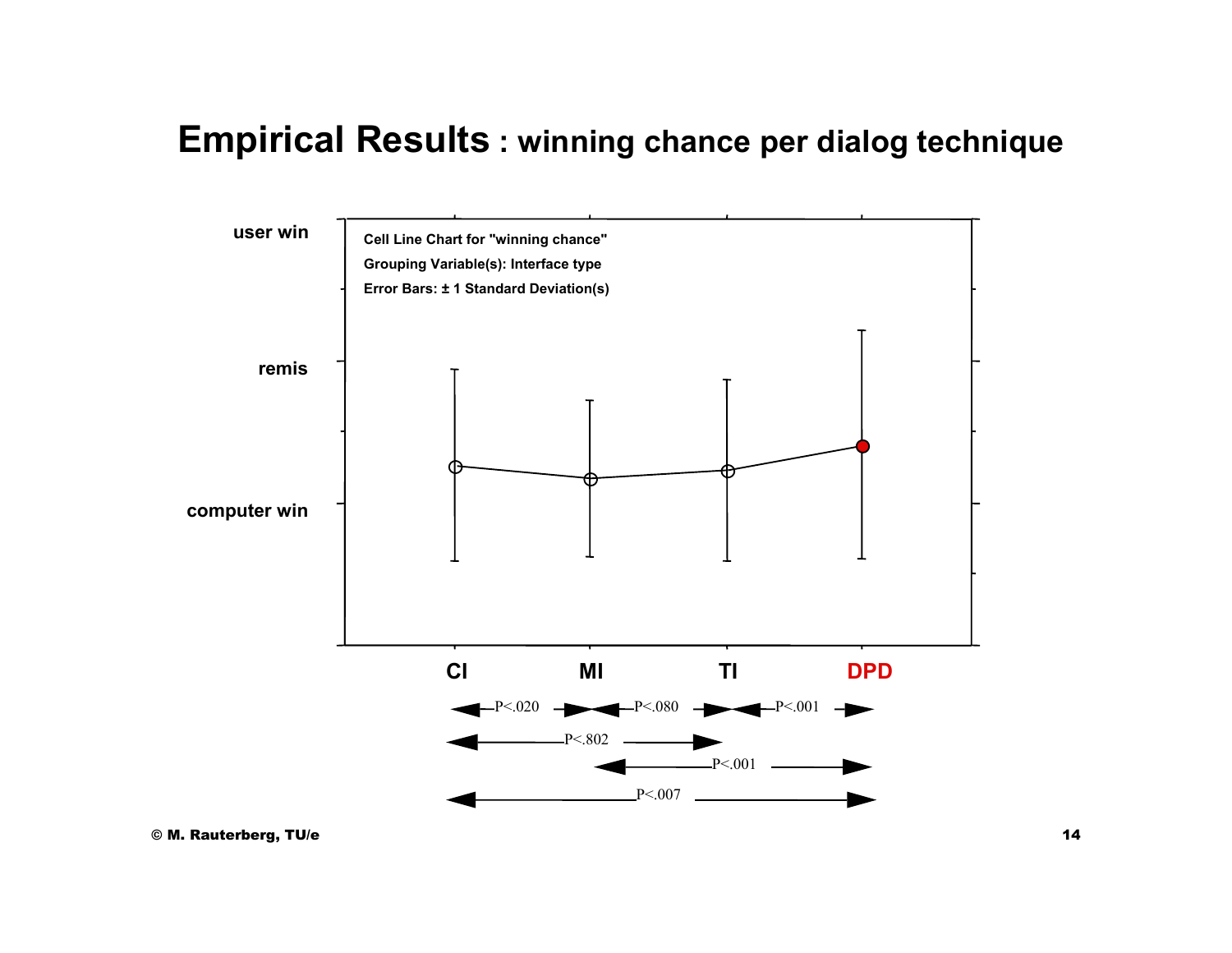# Empirical Results : winning chance per dialog technique

Cell Line Chart for "winning chance"

Grouping Variable(s): Interface type

Error Bars: ± 1 Standard Deviation(s)

user win

remis

computer win

CI MI TI DPD

P<.020 (CI–MI)

P<.080 (MI–TI)

P<.001 (TI–DPD)

P<.802 (CI–TI)

P<.001 (MI–DPD)

P<.007 (CI–DPD)

© M. Rauterberg, TU/e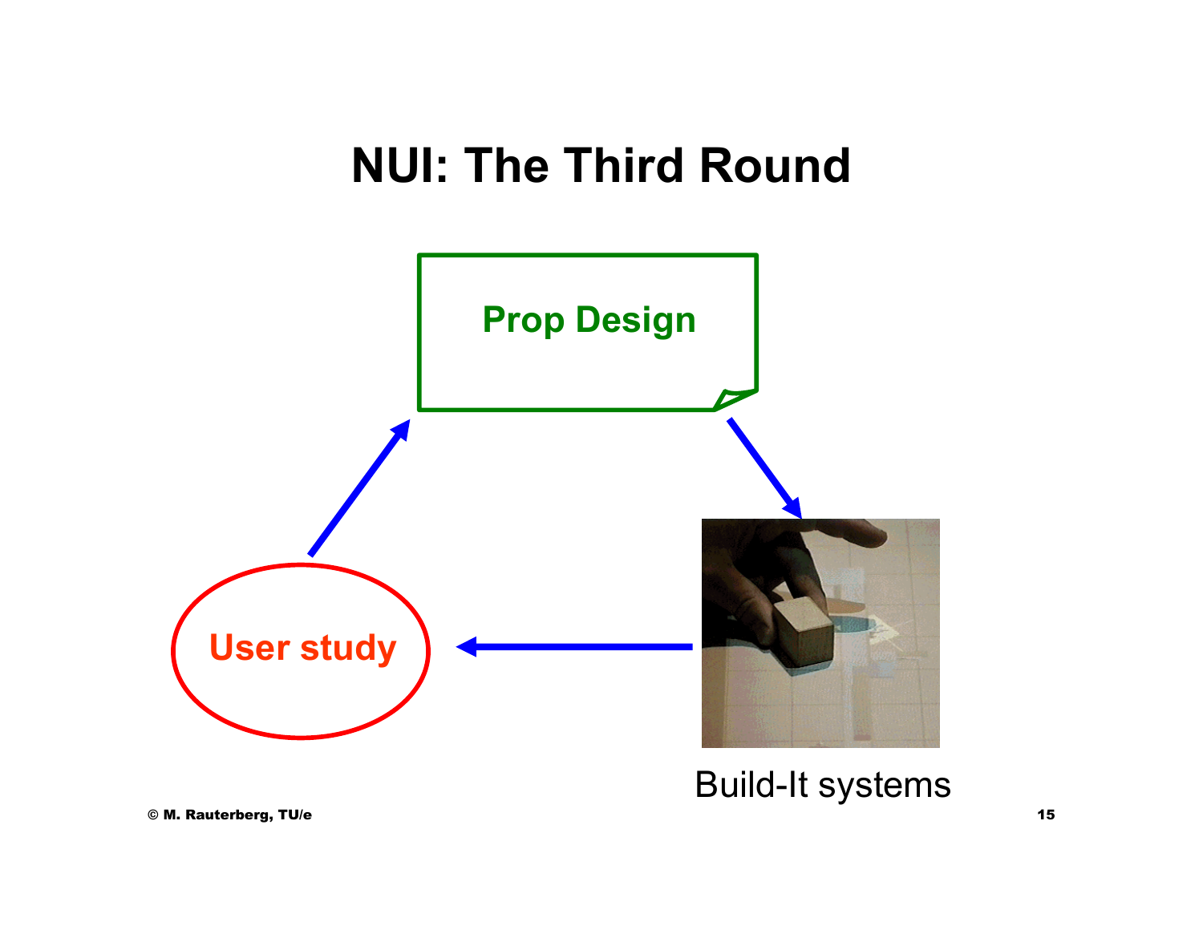# NUI: The Third Round

Prop Design

User study

Build-It systems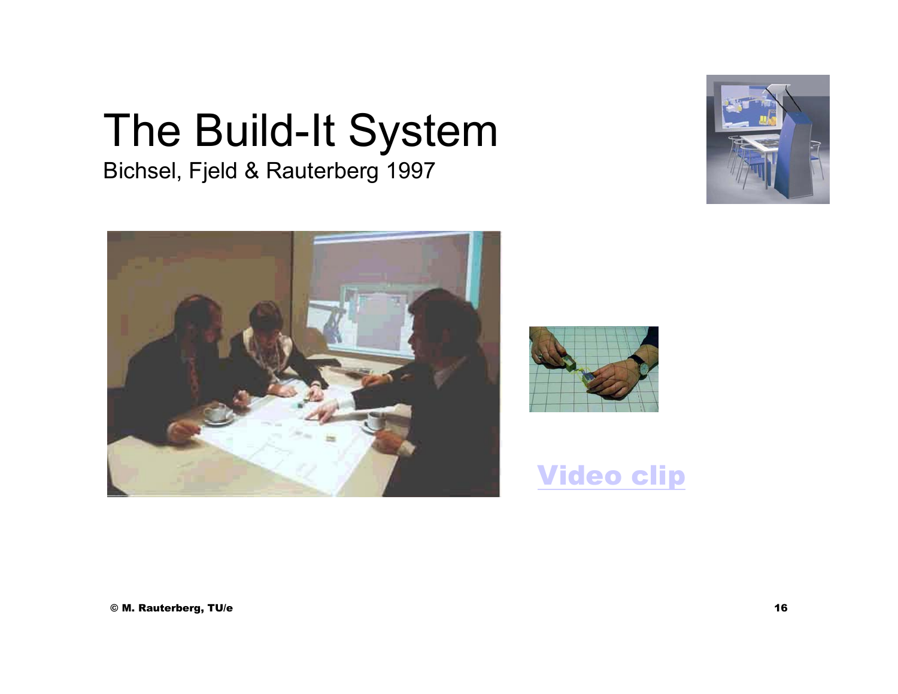# The Build-It System

Bichsel, Fjeld & Rauterberg 1997

Video clip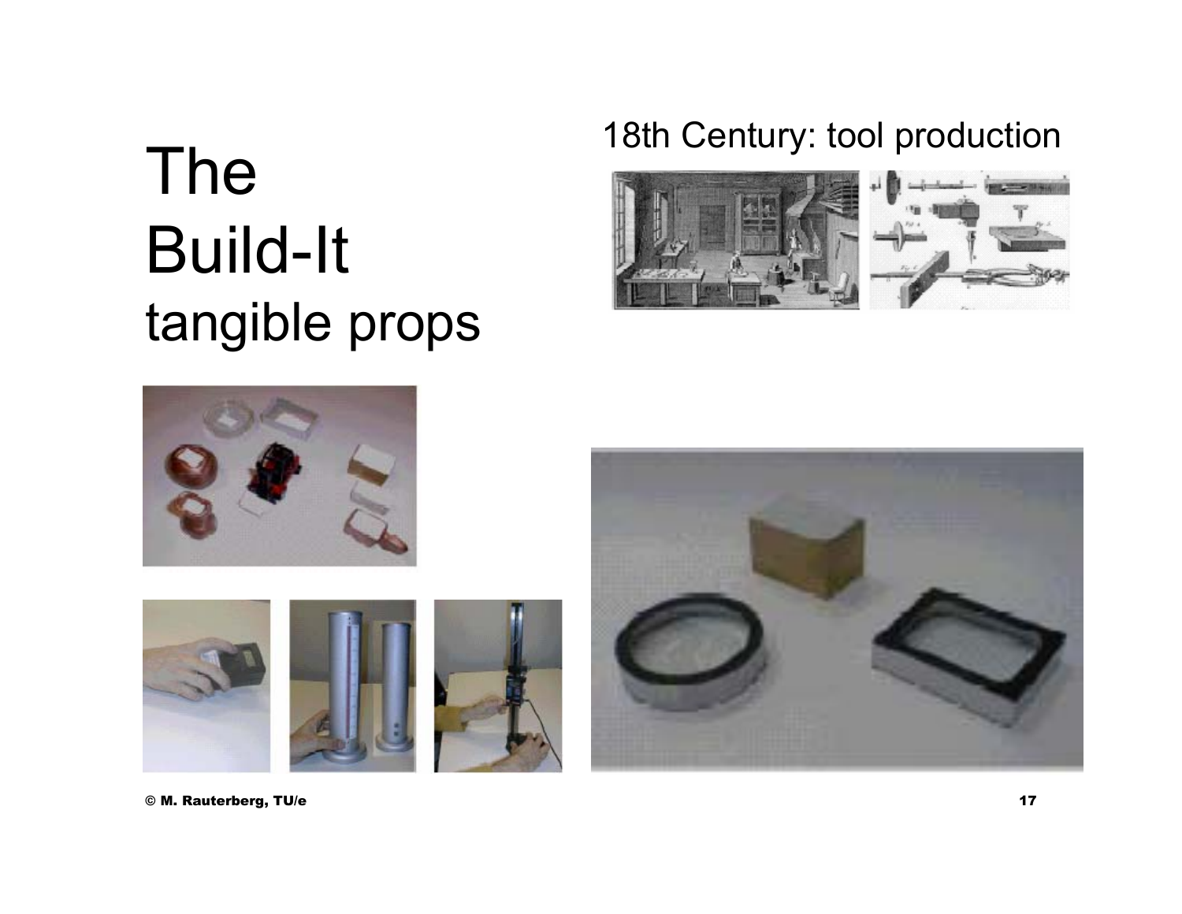# The Build-It tangible props

18th Century: tool production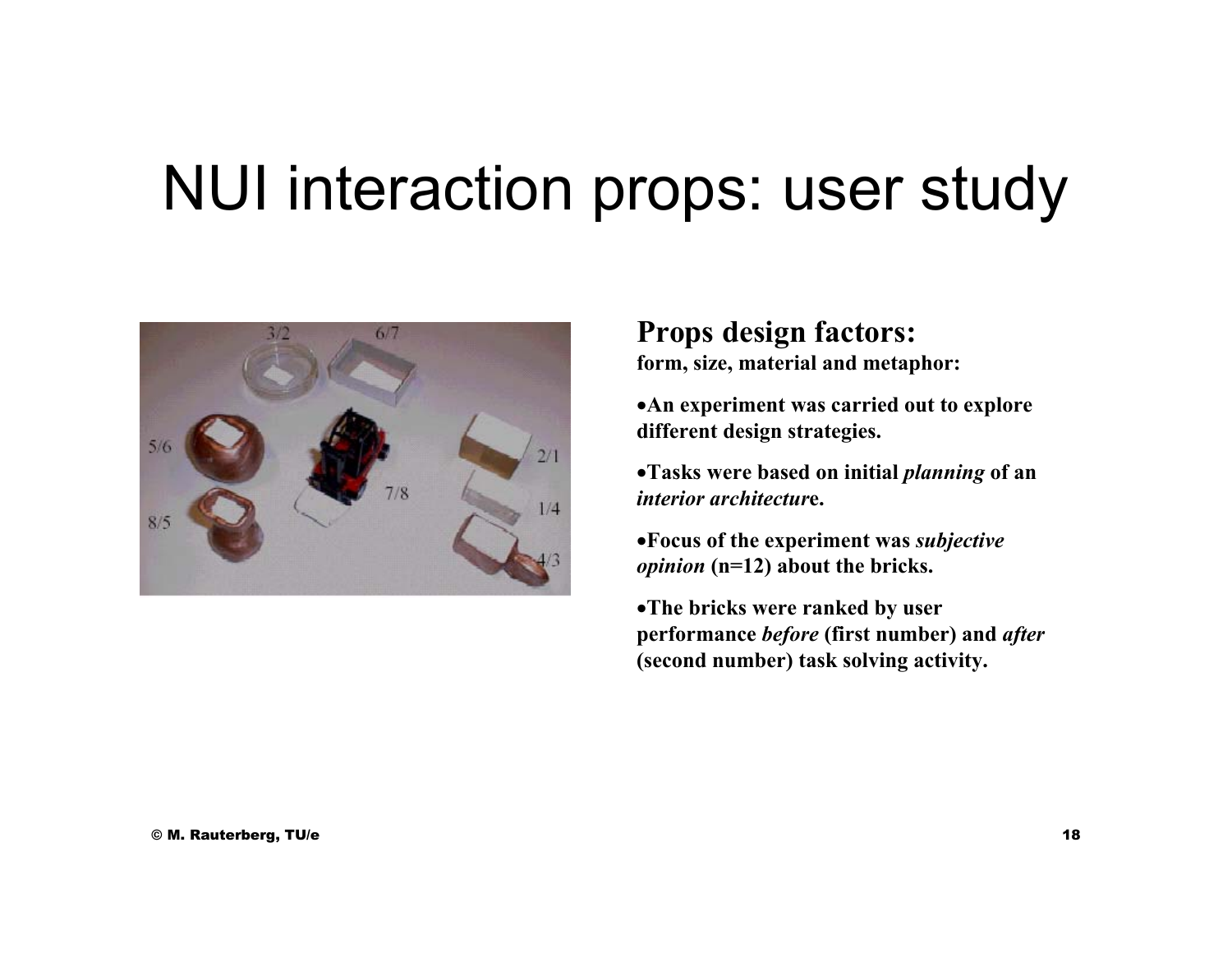# NUI interaction props: user study

**Props design factors:**

**form, size, material and metaphor:**

- **An experiment was carried out to explore different design strategies.**
- **Tasks were based on initial *planning* of an *interior architecture*.**
- **Focus of the experiment was *subjective opinion* (n=12) about the bricks.**
- **The bricks were ranked by user performance *before* (first number) and *after* (second number) task solving activity.**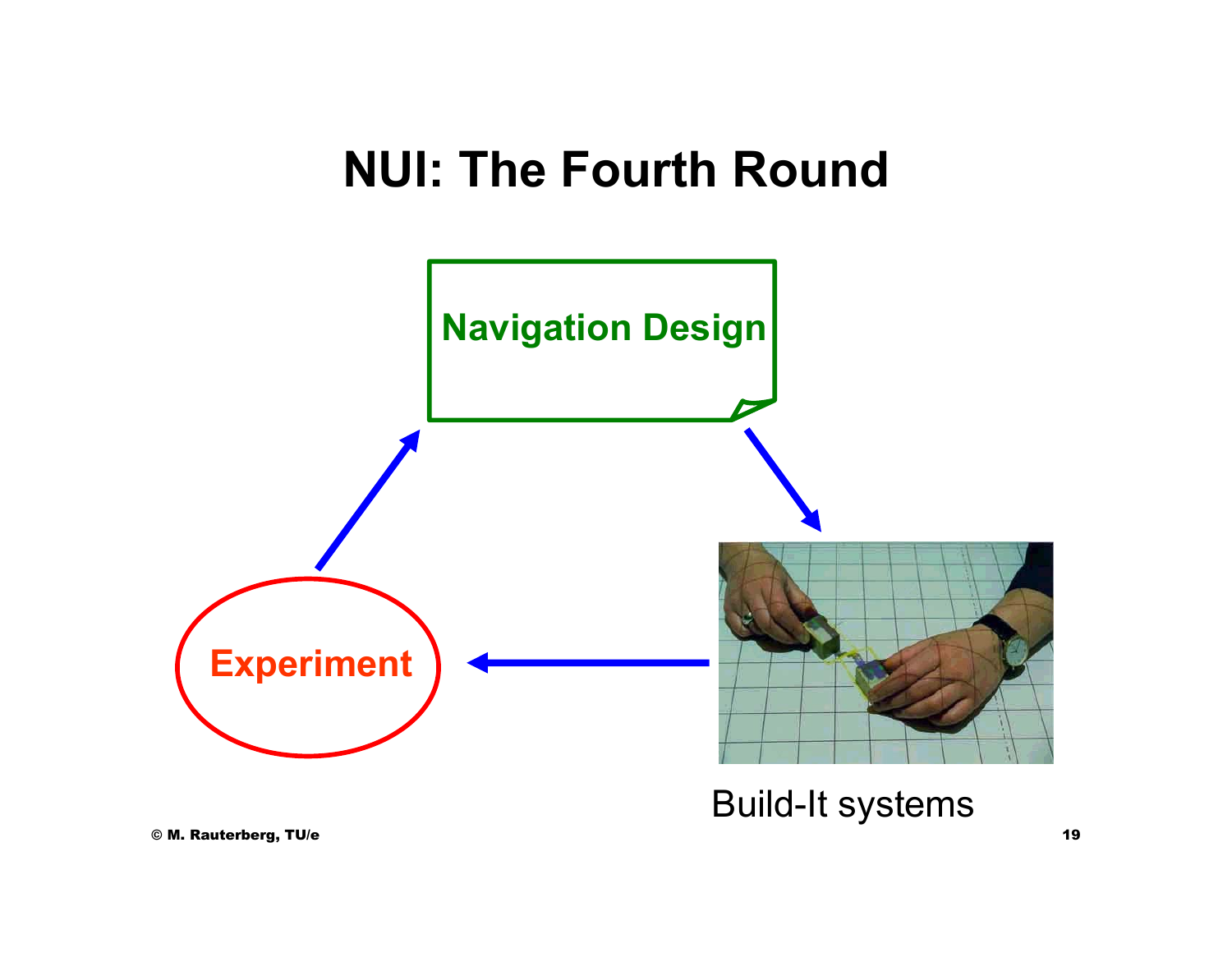# NUI: The Fourth Round

Navigation Design

Experiment

Build-It systems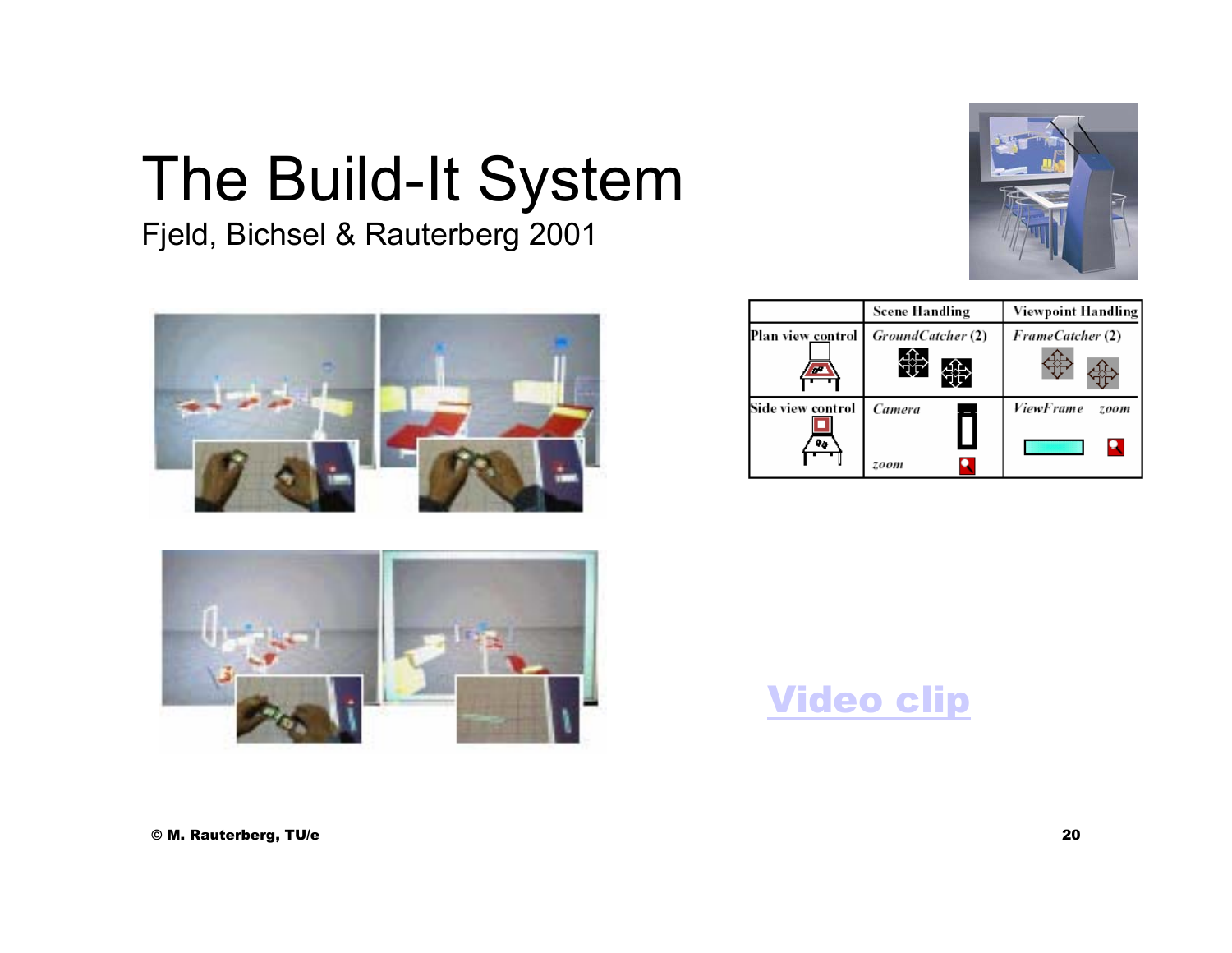# The Build-It System

Fjeld, Bichsel & Rauterberg 2001

| | Scene Handling | Viewpoint Handling |
|---|---|---|
| Plan view control | *GroundCatcher* (2) | *FrameCatcher* (2) |
| Side view control | *Camera* *zoom* | *ViewFrame* *zoom* |

Video clip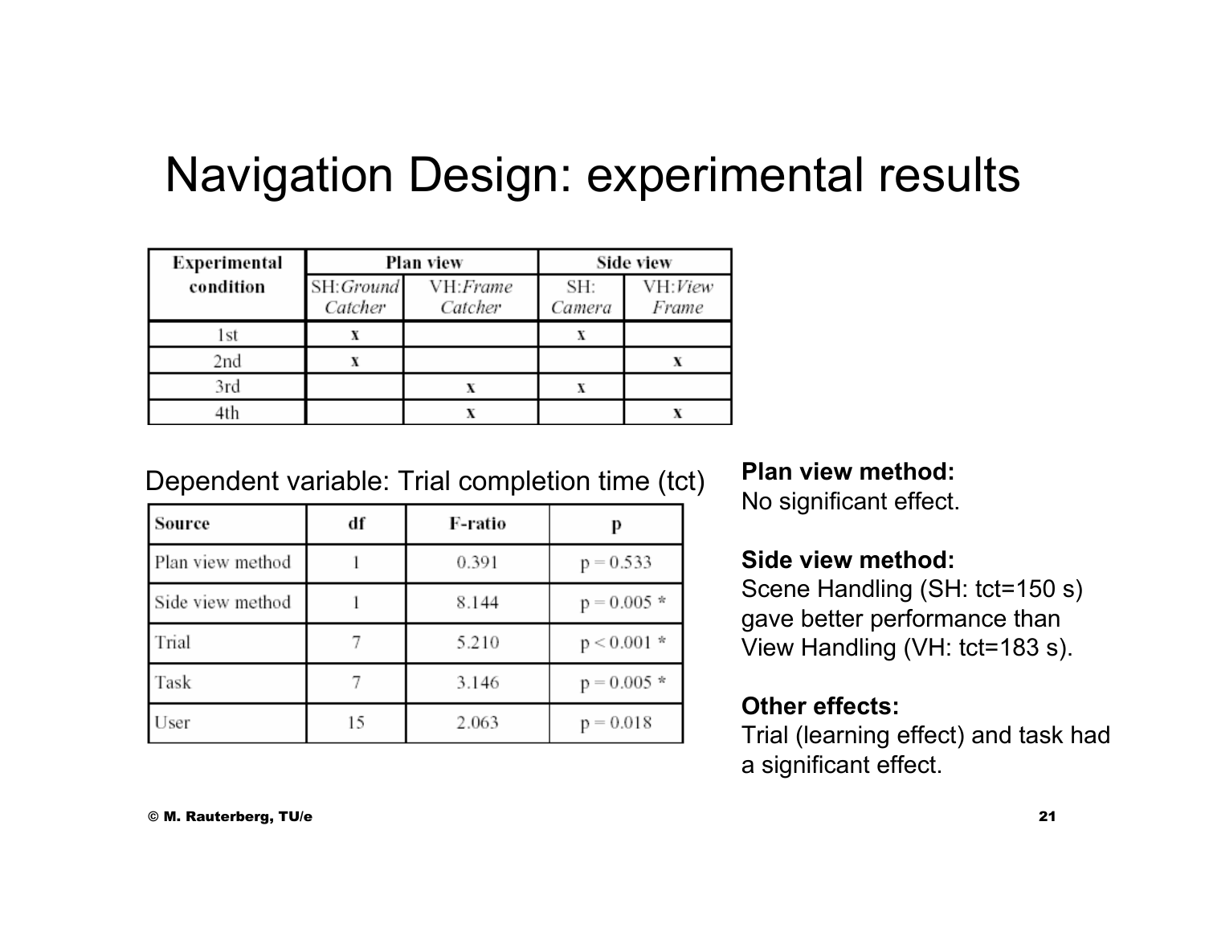# Navigation Design: experimental results

| Experimental condition | Plan view | | Side view | |
|---|---|---|---|---|
| | SH: *Ground Catcher* | VH: *Frame Catcher* | SH: *Camera* | VH: *View Frame* |
| 1st | x | | x | |
| 2nd | x | | | x |
| 3rd | | x | x | |
| 4th | | x | | x |

Dependent variable: Trial completion time (tct)

| Source | df | F-ratio | p |
|---|---|---|---|
| Plan view method | 1 | 0.391 | p = 0.533 |
| Side view method | 1 | 8.144 | p = 0.005 * |
| Trial | 7 | 5.210 | p < 0.001 * |
| Task | 7 | 3.146 | p = 0.005 * |
| User | 15 | 2.063 | p = 0.018 |

**Plan view method:**
No significant effect.

**Side view method:**
Scene Handling (SH: tct=150 s) gave better performance than View Handling (VH: tct=183 s).

**Other effects:**
Trial (learning effect) and task had a significant effect.

© M. Rauterberg, TU/e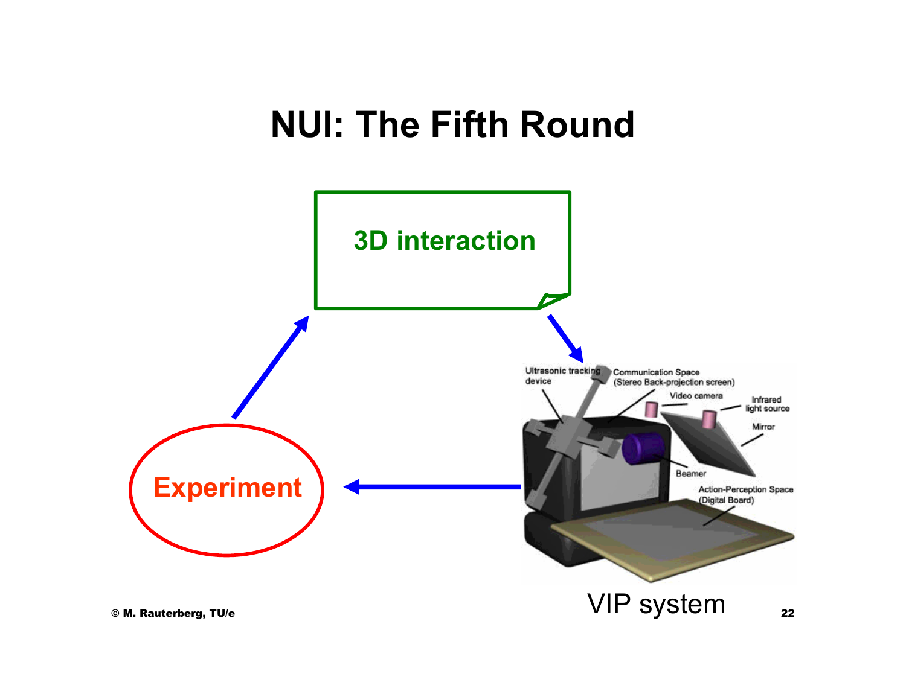# NUI: The Fifth Round

3D interaction

Experiment

Ultrasonic tracking device

Communication Space (Stereo Back-projection screen)

Video camera

Infrared light source

Mirror

Beamer

Action-Perception Space (Digital Board)

VIP system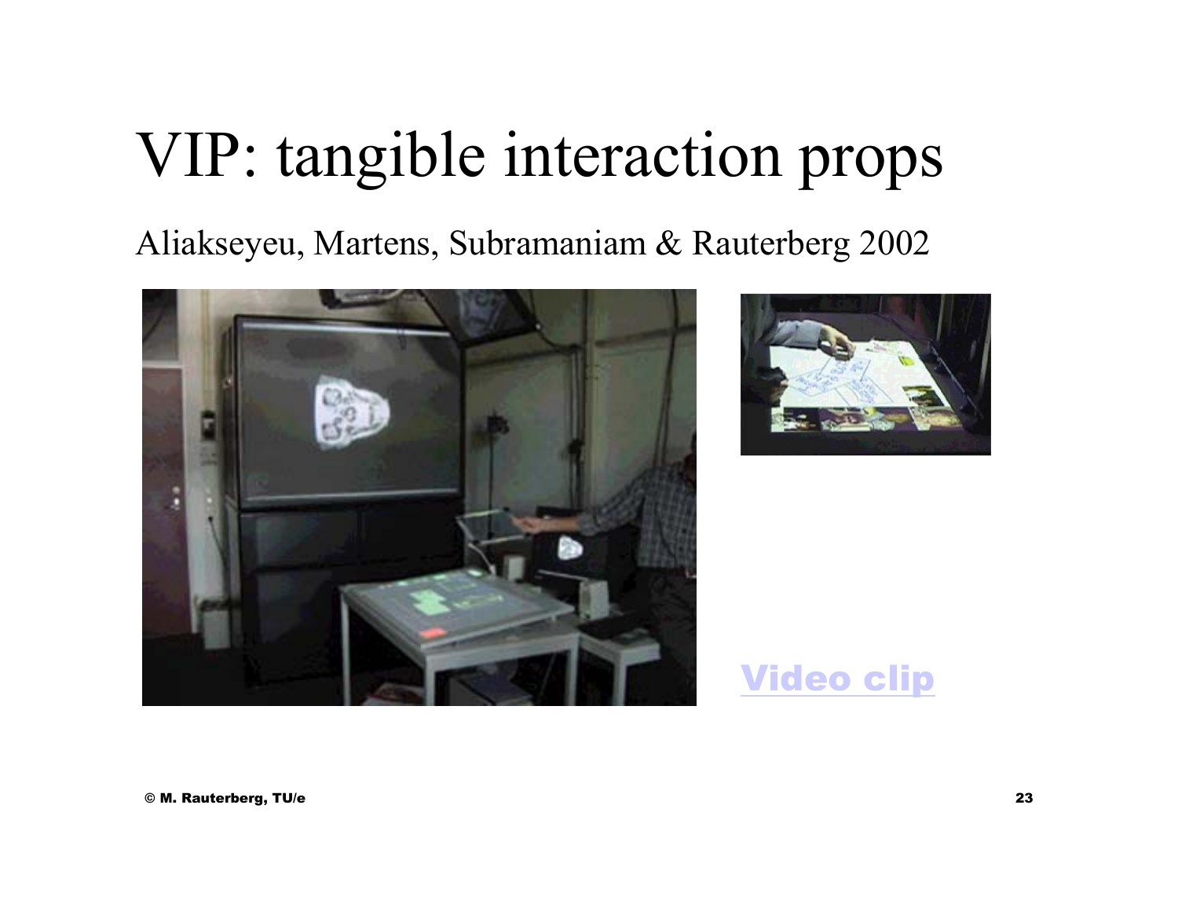# VIP: tangible interaction props

Aliakseyeu, Martens, Subramaniam & Rauterberg 2002

Video clip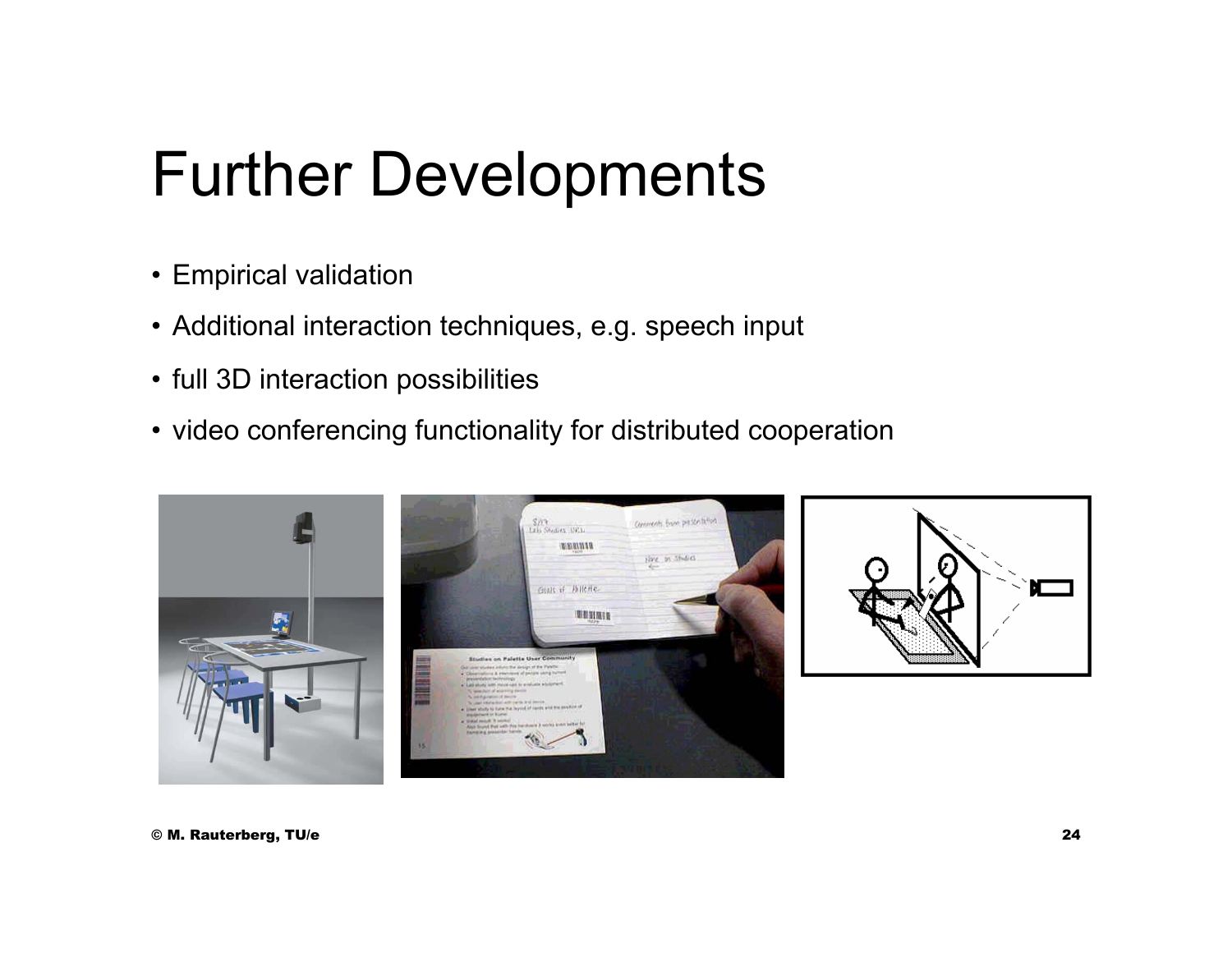# Further Developments

- Empirical validation
- Additional interaction techniques, e.g. speech input
- full 3D interaction possibilities
- video conferencing functionality for distributed cooperation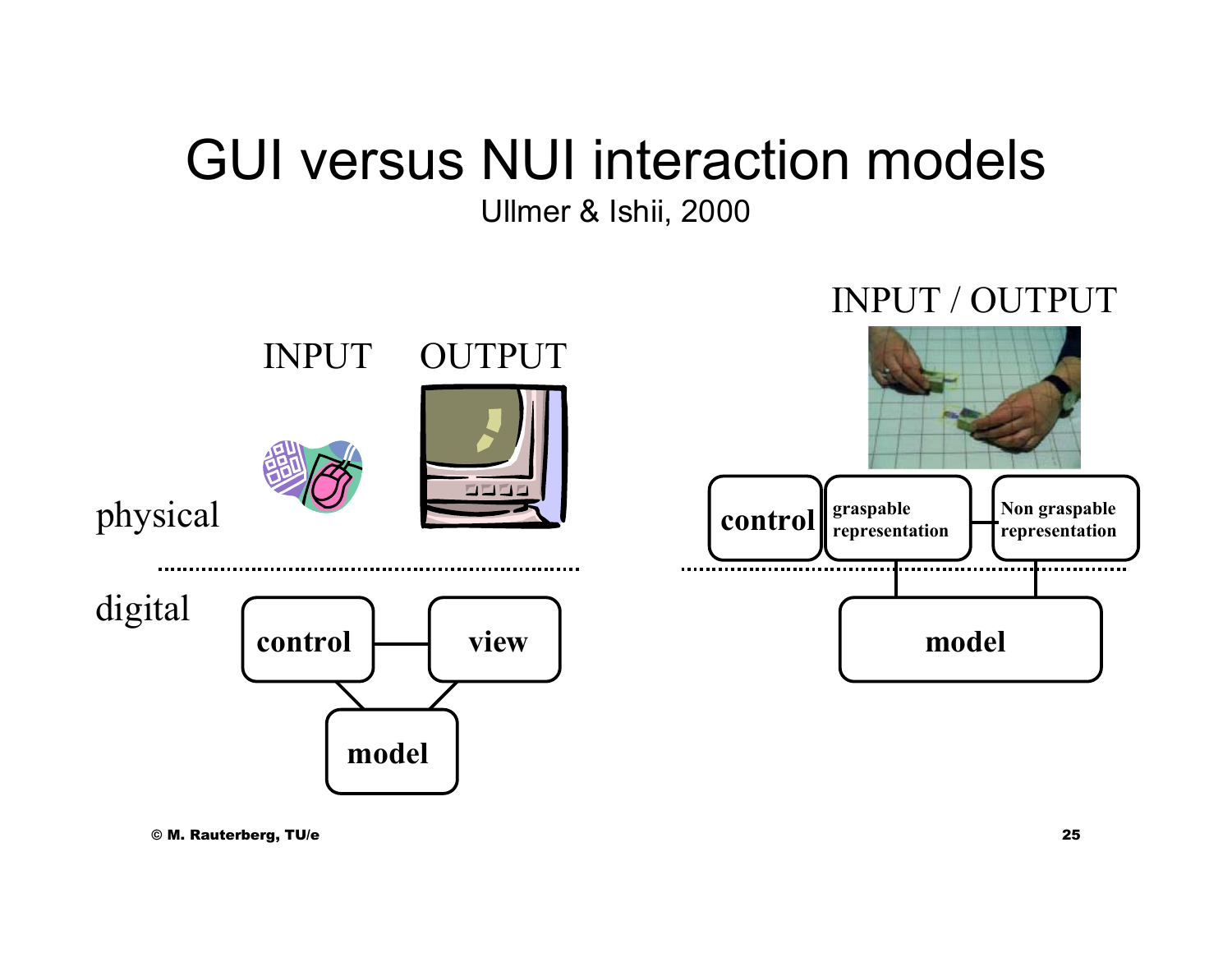# GUI versus NUI interaction models

Ullmer & Ishii, 2000

INPUT OUTPUT

physical

digital

control — view

model

INPUT / OUTPUT

control | graspable representation — Non graspable representation

model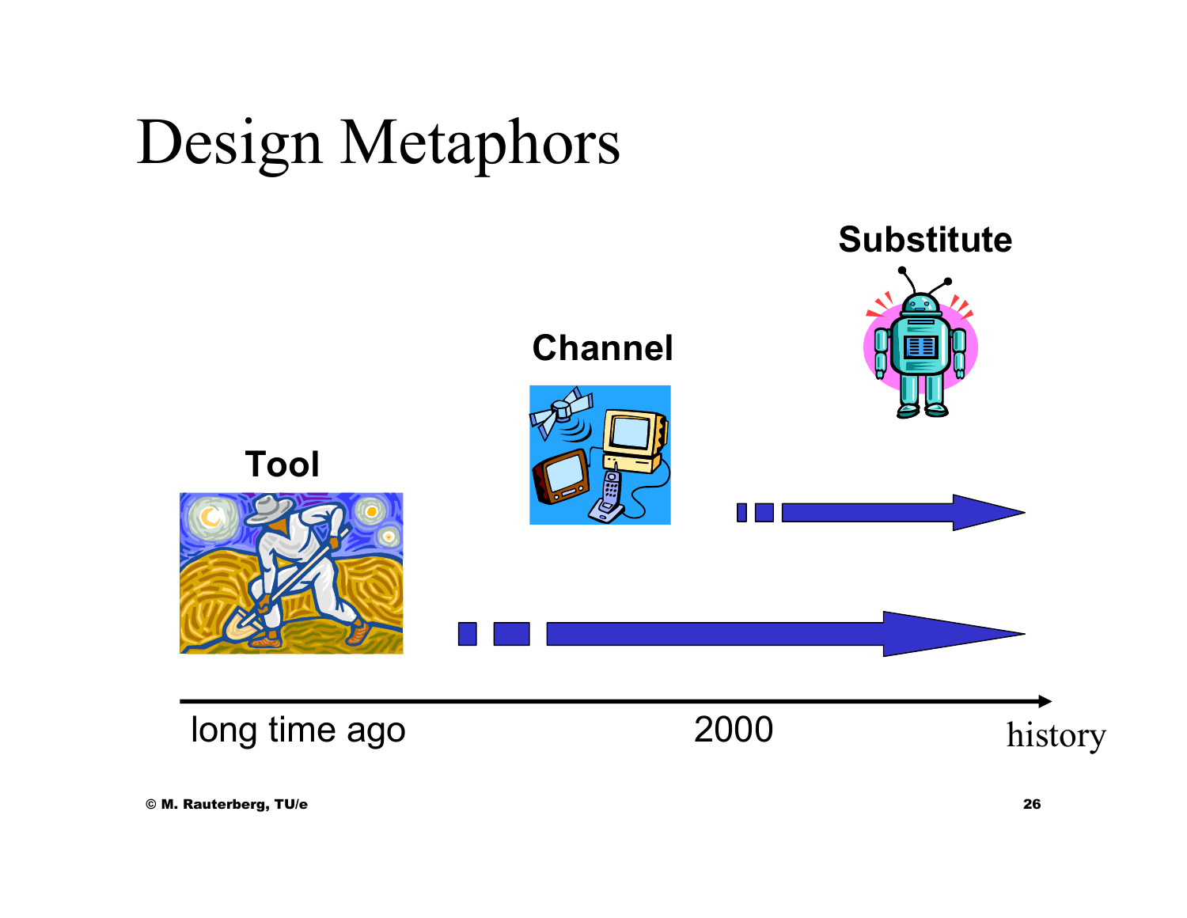# Design Metaphors

**Substitute**

**Channel**

**Tool**

long time ago 2000 history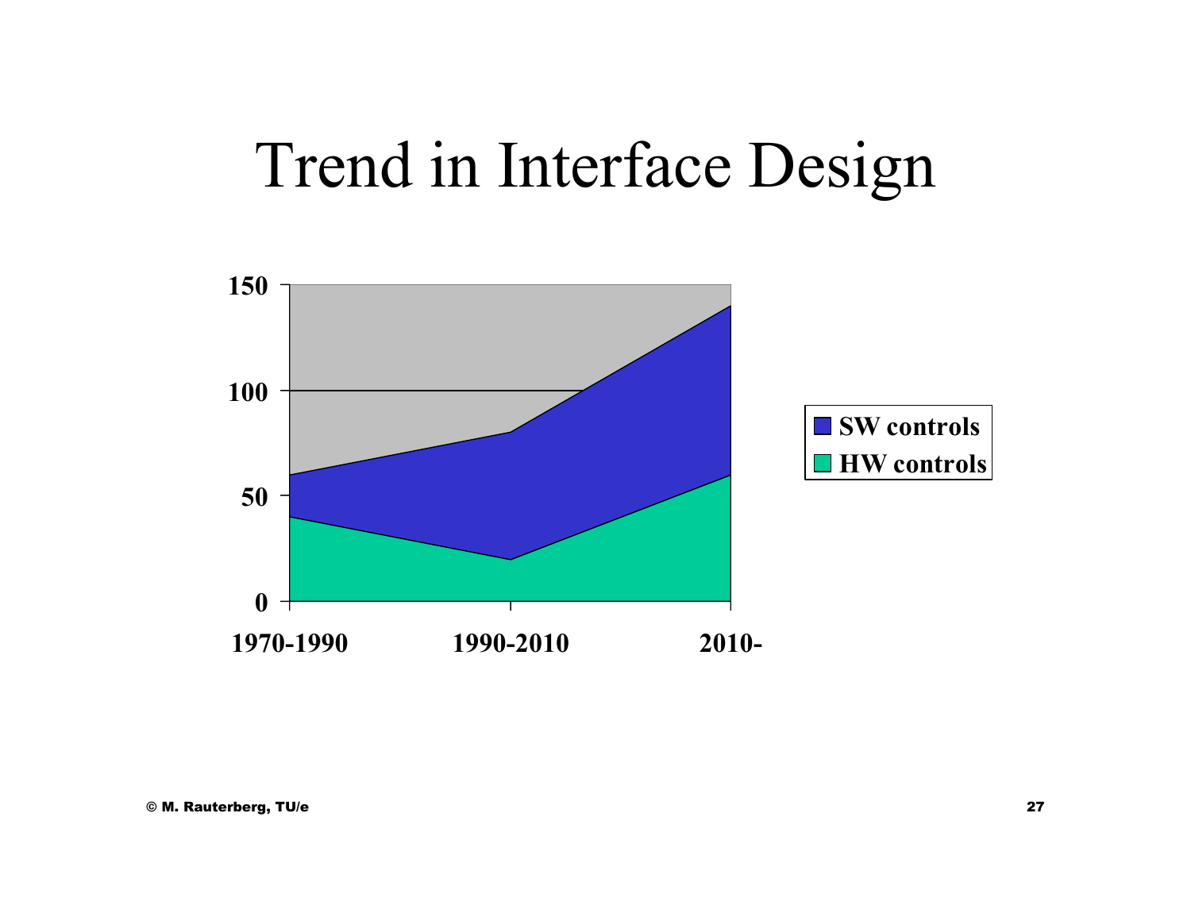# Trend in Interface Design

150

100

50

0

1970-1990    1990-2010    2010-

SW controls
HW controls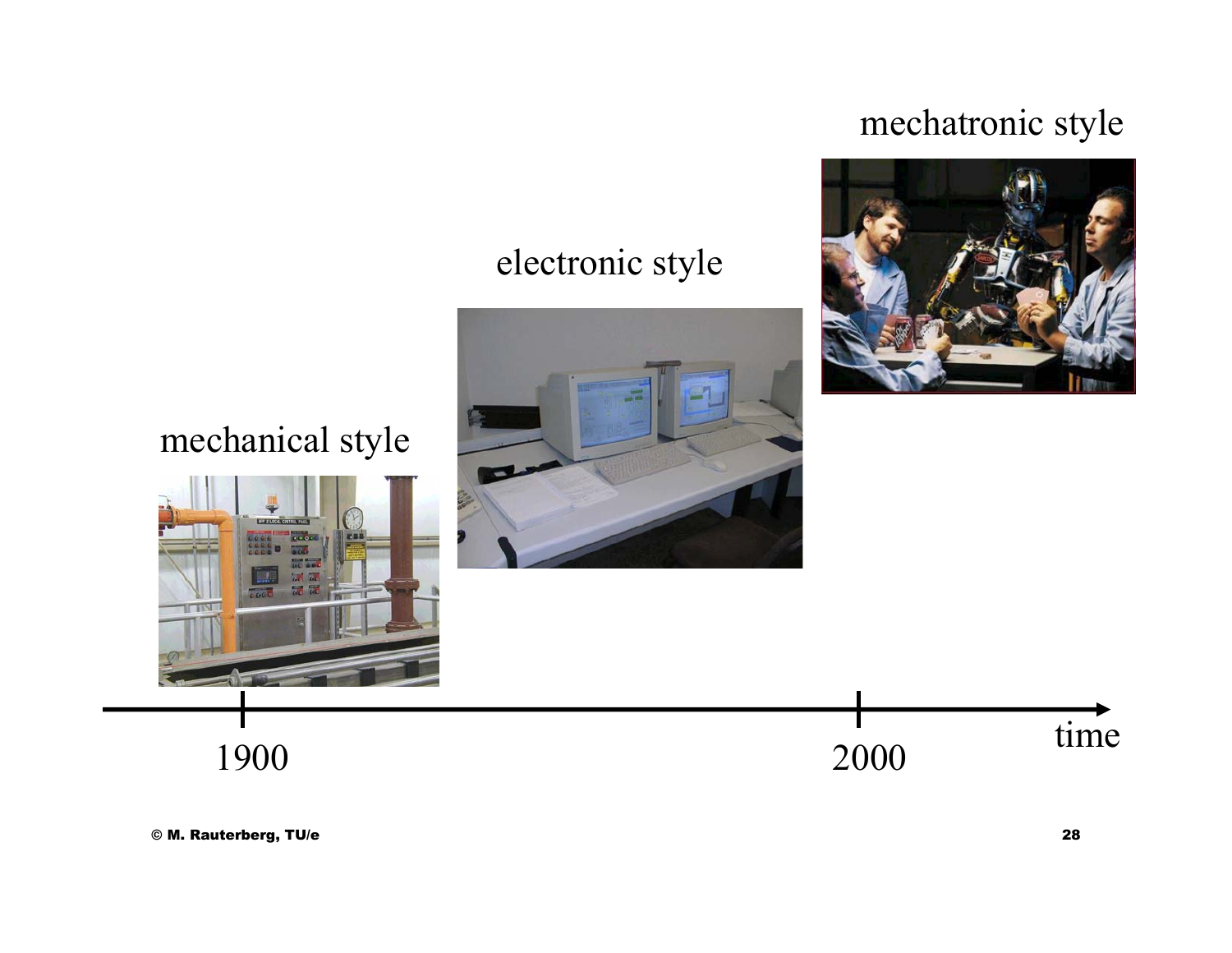mechatronic style

electronic style

mechanical style

1900

2000

time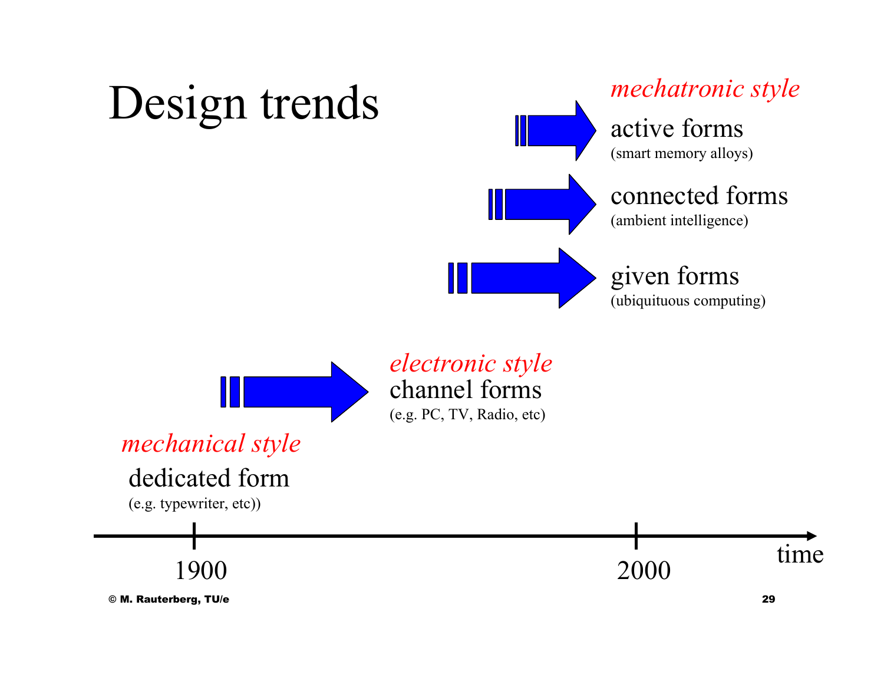# Design trends

*mechatronic style*

active forms
(smart memory alloys)

connected forms
(ambient intelligence)

given forms
(ubiquituous computing)

*electronic style*

channel forms
(e.g. PC, TV, Radio, etc)

*mechanical style*

dedicated form
(e.g. typewriter, etc))

1900 — 2000 — time

© M. Rauterberg, TU/e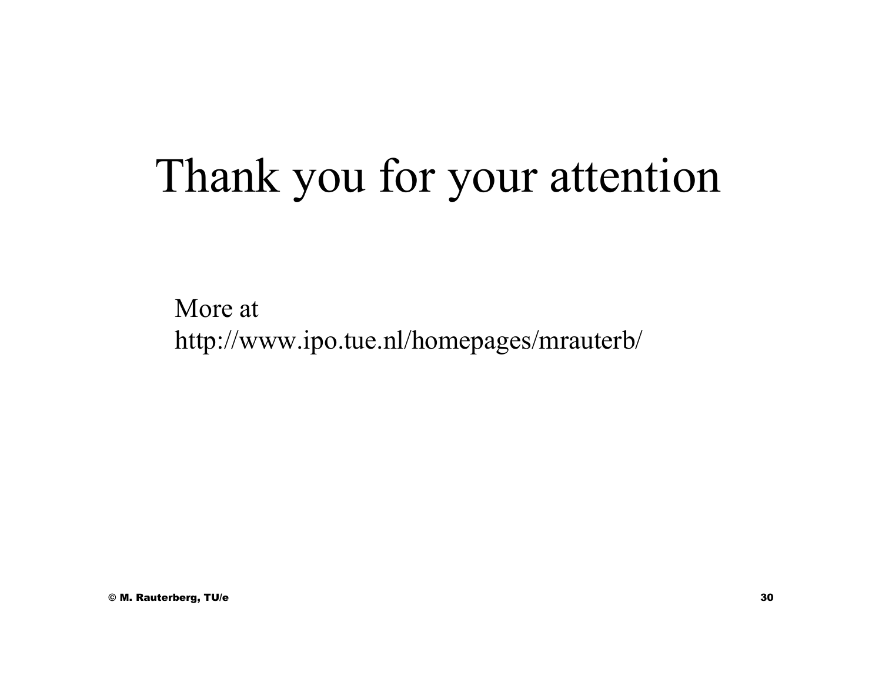# Thank you for your attention

More at
http://www.ipo.tue.nl/homepages/mrauterb/